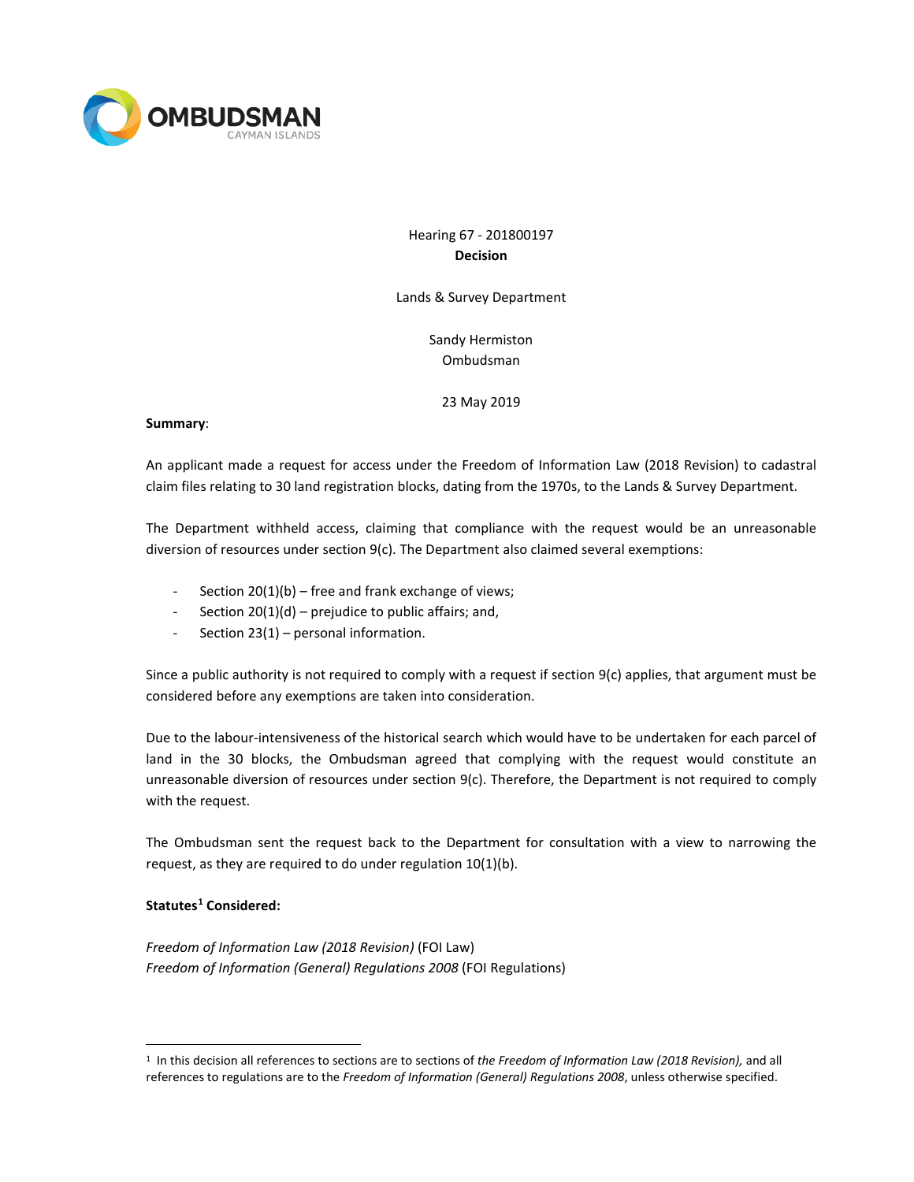OMBUDSMAN
CAYMAN ISLANDS

Hearing 67 - 201800197
**Decision**

Lands & Survey Department

Sandy Hermiston
Ombudsman

23 May 2019

**Summary**:

An applicant made a request for access under the Freedom of Information Law (2018 Revision) to cadastral claim files relating to 30 land registration blocks, dating from the 1970s, to the Lands & Survey Department.

The Department withheld access, claiming that compliance with the request would be an unreasonable diversion of resources under section 9(c). The Department also claimed several exemptions:

- Section 20(1)(b) – free and frank exchange of views;
- Section 20(1)(d) – prejudice to public affairs; and,
- Section 23(1) – personal information.

Since a public authority is not required to comply with a request if section 9(c) applies, that argument must be considered before any exemptions are taken into consideration.

Due to the labour-intensiveness of the historical search which would have to be undertaken for each parcel of land in the 30 blocks, the Ombudsman agreed that complying with the request would constitute an unreasonable diversion of resources under section 9(c). Therefore, the Department is not required to comply with the request.

The Ombudsman sent the request back to the Department for consultation with a view to narrowing the request, as they are required to do under regulation 10(1)(b).

**Statutes[1] Considered:**

*Freedom of Information Law (2018 Revision)* (FOI Law)
*Freedom of Information (General) Regulations 2008* (FOI Regulations)

[1] In this decision all references to sections are to sections of *the Freedom of Information Law (2018 Revision),* and all references to regulations are to the *Freedom of Information (General) Regulations 2008*, unless otherwise specified.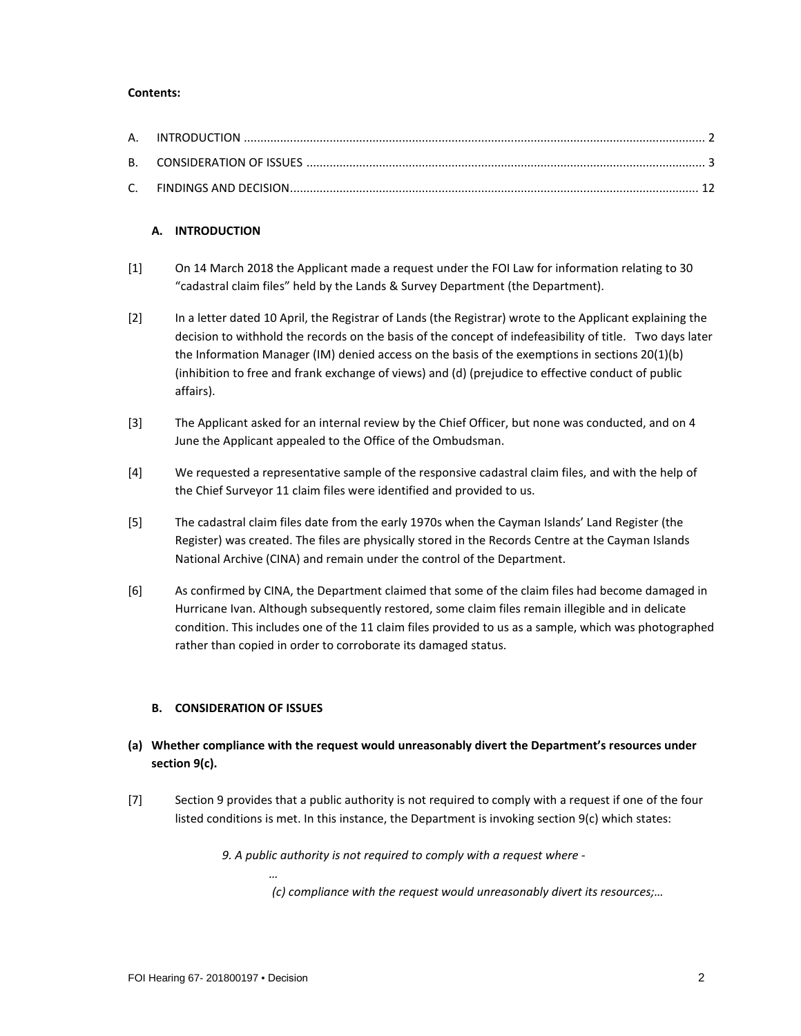**Contents:**

| | | |
|---|---|---|
| A. | INTRODUCTION | 2 |
| B. | CONSIDERATION OF ISSUES | 3 |
| C. | FINDINGS AND DECISION | 12 |

## A. INTRODUCTION

[1] On 14 March 2018 the Applicant made a request under the FOI Law for information relating to 30 "cadastral claim files" held by the Lands & Survey Department (the Department).

[2] In a letter dated 10 April, the Registrar of Lands (the Registrar) wrote to the Applicant explaining the decision to withhold the records on the basis of the concept of indefeasibility of title. Two days later the Information Manager (IM) denied access on the basis of the exemptions in sections 20(1)(b) (inhibition to free and frank exchange of views) and (d) (prejudice to effective conduct of public affairs).

[3] The Applicant asked for an internal review by the Chief Officer, but none was conducted, and on 4 June the Applicant appealed to the Office of the Ombudsman.

[4] We requested a representative sample of the responsive cadastral claim files, and with the help of the Chief Surveyor 11 claim files were identified and provided to us.

[5] The cadastral claim files date from the early 1970s when the Cayman Islands' Land Register (the Register) was created. The files are physically stored in the Records Centre at the Cayman Islands National Archive (CINA) and remain under the control of the Department.

[6] As confirmed by CINA, the Department claimed that some of the claim files had become damaged in Hurricane Ivan. Although subsequently restored, some claim files remain illegible and in delicate condition. This includes one of the 11 claim files provided to us as a sample, which was photographed rather than copied in order to corroborate its damaged status.

## B. CONSIDERATION OF ISSUES

### (a) Whether compliance with the request would unreasonably divert the Department's resources under section 9(c).

[7] Section 9 provides that a public authority is not required to comply with a request if one of the four listed conditions is met. In this instance, the Department is invoking section 9(c) which states:

> *9. A public authority is not required to comply with a request where -*
>
> *…*
>
> *(c) compliance with the request would unreasonably divert its resources;…*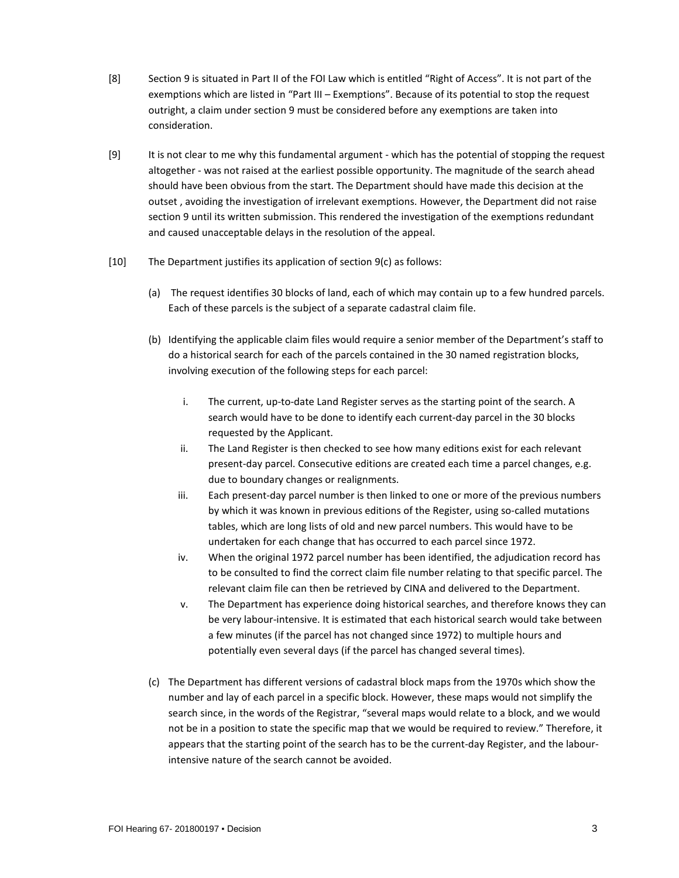[8] Section 9 is situated in Part II of the FOI Law which is entitled "Right of Access". It is not part of the exemptions which are listed in "Part III – Exemptions". Because of its potential to stop the request outright, a claim under section 9 must be considered before any exemptions are taken into consideration.

[9] It is not clear to me why this fundamental argument - which has the potential of stopping the request altogether - was not raised at the earliest possible opportunity. The magnitude of the search ahead should have been obvious from the start. The Department should have made this decision at the outset , avoiding the investigation of irrelevant exemptions. However, the Department did not raise section 9 until its written submission. This rendered the investigation of the exemptions redundant and caused unacceptable delays in the resolution of the appeal.

[10] The Department justifies its application of section 9(c) as follows:

(a) The request identifies 30 blocks of land, each of which may contain up to a few hundred parcels. Each of these parcels is the subject of a separate cadastral claim file.

(b) Identifying the applicable claim files would require a senior member of the Department's staff to do a historical search for each of the parcels contained in the 30 named registration blocks, involving execution of the following steps for each parcel:

   i. The current, up-to-date Land Register serves as the starting point of the search. A search would have to be done to identify each current-day parcel in the 30 blocks requested by the Applicant.

   ii. The Land Register is then checked to see how many editions exist for each relevant present-day parcel. Consecutive editions are created each time a parcel changes, e.g. due to boundary changes or realignments.

   iii. Each present-day parcel number is then linked to one or more of the previous numbers by which it was known in previous editions of the Register, using so-called mutations tables, which are long lists of old and new parcel numbers. This would have to be undertaken for each change that has occurred to each parcel since 1972.

   iv. When the original 1972 parcel number has been identified, the adjudication record has to be consulted to find the correct claim file number relating to that specific parcel. The relevant claim file can then be retrieved by CINA and delivered to the Department.

   v. The Department has experience doing historical searches, and therefore knows they can be very labour-intensive. It is estimated that each historical search would take between a few minutes (if the parcel has not changed since 1972) to multiple hours and potentially even several days (if the parcel has changed several times).

(c) The Department has different versions of cadastral block maps from the 1970s which show the number and lay of each parcel in a specific block. However, these maps would not simplify the search since, in the words of the Registrar, "several maps would relate to a block, and we would not be in a position to state the specific map that we would be required to review." Therefore, it appears that the starting point of the search has to be the current-day Register, and the labour-intensive nature of the search cannot be avoided.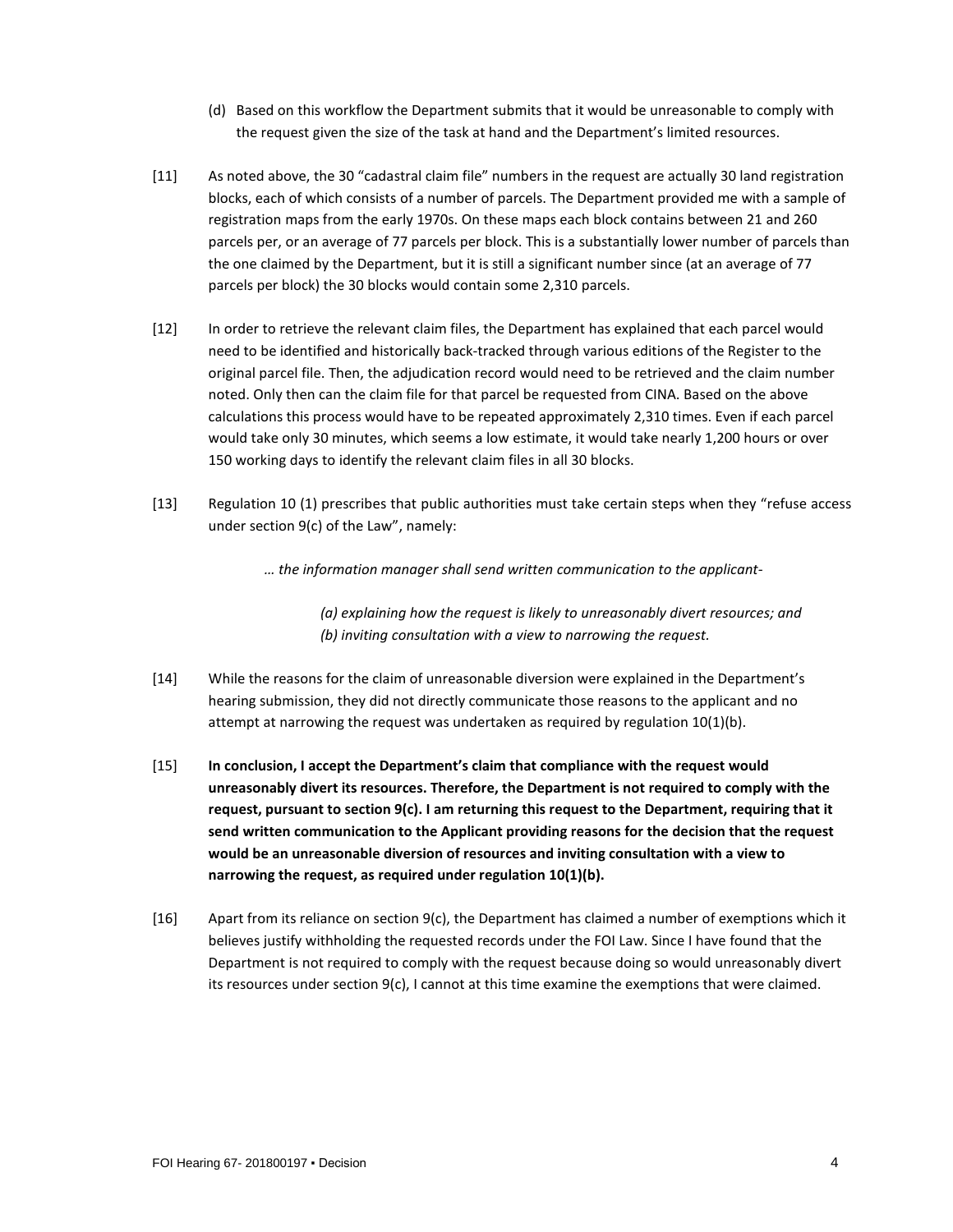(d) Based on this workflow the Department submits that it would be unreasonable to comply with the request given the size of the task at hand and the Department's limited resources.

[11] As noted above, the 30 "cadastral claim file" numbers in the request are actually 30 land registration blocks, each of which consists of a number of parcels. The Department provided me with a sample of registration maps from the early 1970s. On these maps each block contains between 21 and 260 parcels per, or an average of 77 parcels per block. This is a substantially lower number of parcels than the one claimed by the Department, but it is still a significant number since (at an average of 77 parcels per block) the 30 blocks would contain some 2,310 parcels.

[12] In order to retrieve the relevant claim files, the Department has explained that each parcel would need to be identified and historically back-tracked through various editions of the Register to the original parcel file. Then, the adjudication record would need to be retrieved and the claim number noted. Only then can the claim file for that parcel be requested from CINA. Based on the above calculations this process would have to be repeated approximately 2,310 times. Even if each parcel would take only 30 minutes, which seems a low estimate, it would take nearly 1,200 hours or over 150 working days to identify the relevant claim files in all 30 blocks.

[13] Regulation 10 (1) prescribes that public authorities must take certain steps when they "refuse access under section 9(c) of the Law", namely:

> *… the information manager shall send written communication to the applicant-*
>
> *(a) explaining how the request is likely to unreasonably divert resources; and*
> *(b) inviting consultation with a view to narrowing the request.*

[14] While the reasons for the claim of unreasonable diversion were explained in the Department's hearing submission, they did not directly communicate those reasons to the applicant and no attempt at narrowing the request was undertaken as required by regulation 10(1)(b).

[15] **In conclusion, I accept the Department's claim that compliance with the request would unreasonably divert its resources. Therefore, the Department is not required to comply with the request, pursuant to section 9(c). I am returning this request to the Department, requiring that it send written communication to the Applicant providing reasons for the decision that the request would be an unreasonable diversion of resources and inviting consultation with a view to narrowing the request, as required under regulation 10(1)(b).**

[16] Apart from its reliance on section 9(c), the Department has claimed a number of exemptions which it believes justify withholding the requested records under the FOI Law. Since I have found that the Department is not required to comply with the request because doing so would unreasonably divert its resources under section 9(c), I cannot at this time examine the exemptions that were claimed.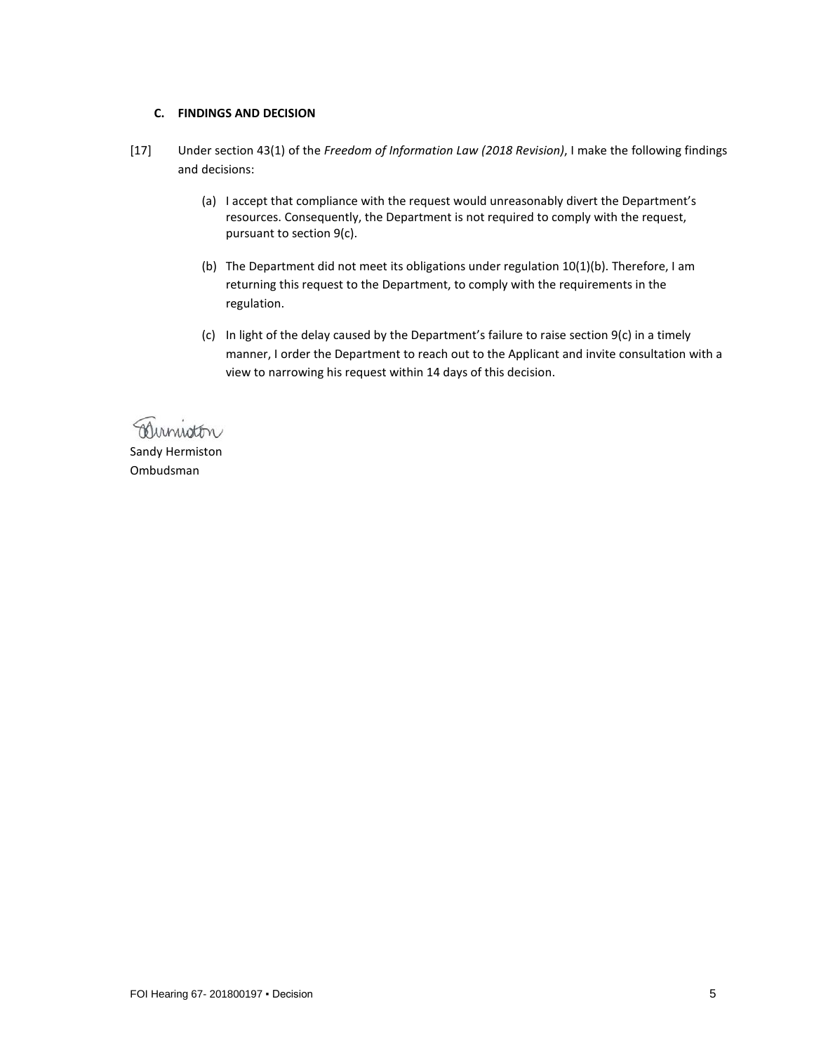### C. FINDINGS AND DECISION

[17] Under section 43(1) of the *Freedom of Information Law (2018 Revision)*, I make the following findings and decisions:

(a) I accept that compliance with the request would unreasonably divert the Department's resources. Consequently, the Department is not required to comply with the request, pursuant to section 9(c).

(b) The Department did not meet its obligations under regulation 10(1)(b). Therefore, I am returning this request to the Department, to comply with the requirements in the regulation.

(c) In light of the delay caused by the Department's failure to raise section 9(c) in a timely manner, I order the Department to reach out to the Applicant and invite consultation with a view to narrowing his request within 14 days of this decision.

Sandy Hermiston
Ombudsman